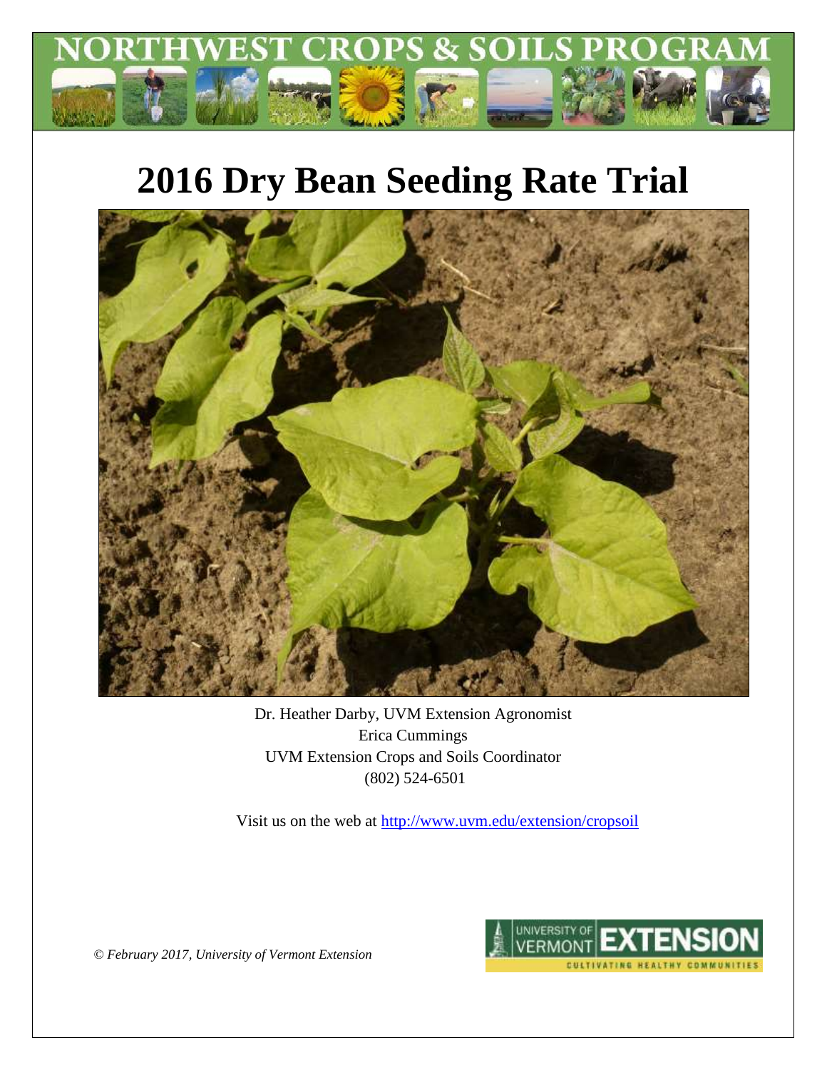# 2016 Dry Bean Seeding Rate Trial

Dr. Heather Darby, UVM Extension Agronomist
Erica Cummings
UVM Extension Crops and Soils Coordinator
(802) 524-6501

Visit us on the web at http://www.uvm.edu/extension/cropsoil

*© February 2017, University of Vermont Extension*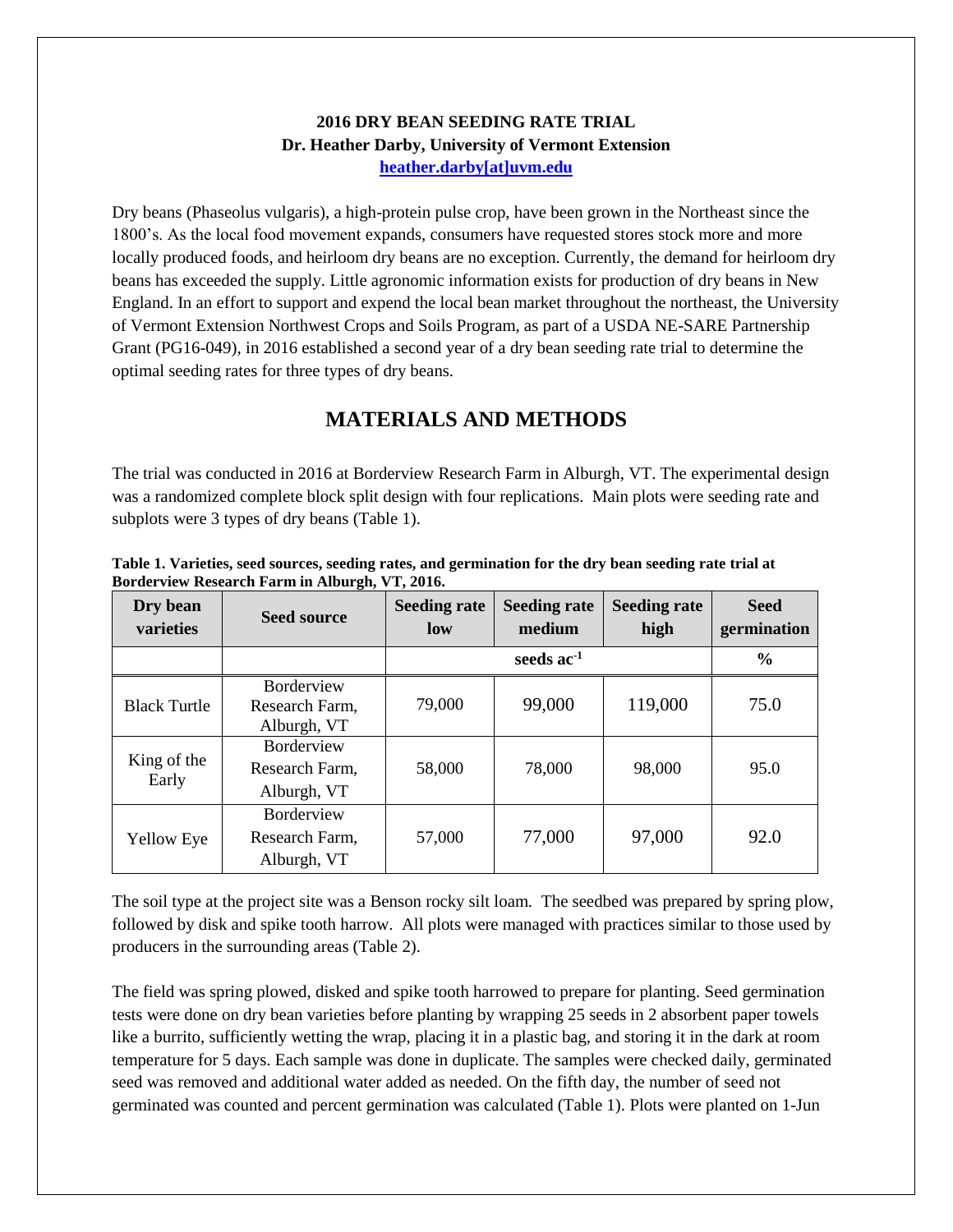**2016 DRY BEAN SEEDING RATE TRIAL**
**Dr. Heather Darby, University of Vermont Extension**
**heather.darby[at]uvm.edu**

Dry beans (Phaseolus vulgaris), a high-protein pulse crop, have been grown in the Northeast since the 1800's. As the local food movement expands, consumers have requested stores stock more and more locally produced foods, and heirloom dry beans are no exception. Currently, the demand for heirloom dry beans has exceeded the supply. Little agronomic information exists for production of dry beans in New England. In an effort to support and expend the local bean market throughout the northeast, the University of Vermont Extension Northwest Crops and Soils Program, as part of a USDA NE-SARE Partnership Grant (PG16-049), in 2016 established a second year of a dry bean seeding rate trial to determine the optimal seeding rates for three types of dry beans.

## MATERIALS AND METHODS

The trial was conducted in 2016 at Borderview Research Farm in Alburgh, VT. The experimental design was a randomized complete block split design with four replications. Main plots were seeding rate and subplots were 3 types of dry beans (Table 1).

**Table 1. Varieties, seed sources, seeding rates, and germination for the dry bean seeding rate trial at Borderview Research Farm in Alburgh, VT, 2016.**

| Dry bean varieties | Seed source | Seeding rate low | Seeding rate medium | Seeding rate high | Seed germination |
|---|---|---|---|---|---|
| | | seeds $ac^{-1}$ | | | % |
| Black Turtle | Borderview Research Farm, Alburgh, VT | 79,000 | 99,000 | 119,000 | 75.0 |
| King of the Early | Borderview Research Farm, Alburgh, VT | 58,000 | 78,000 | 98,000 | 95.0 |
| Yellow Eye | Borderview Research Farm, Alburgh, VT | 57,000 | 77,000 | 97,000 | 92.0 |

The soil type at the project site was a Benson rocky silt loam. The seedbed was prepared by spring plow, followed by disk and spike tooth harrow. All plots were managed with practices similar to those used by producers in the surrounding areas (Table 2).

The field was spring plowed, disked and spike tooth harrowed to prepare for planting. Seed germination tests were done on dry bean varieties before planting by wrapping 25 seeds in 2 absorbent paper towels like a burrito, sufficiently wetting the wrap, placing it in a plastic bag, and storing it in the dark at room temperature for 5 days. Each sample was done in duplicate. The samples were checked daily, germinated seed was removed and additional water added as needed. On the fifth day, the number of seed not germinated was counted and percent germination was calculated (Table 1). Plots were planted on 1-Jun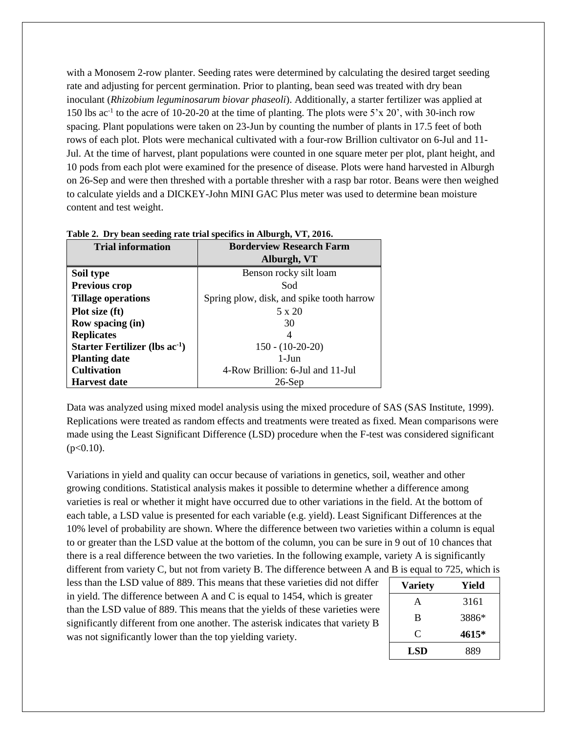with a Monosem 2-row planter. Seeding rates were determined by calculating the desired target seeding rate and adjusting for percent germination. Prior to planting, bean seed was treated with dry bean inoculant (*Rhizobium leguminosarum biovar phaseoli*). Additionally, a starter fertilizer was applied at 150 lbs ac$^{-1}$ to the acre of 10-20-20 at the time of planting. The plots were 5'x 20', with 30-inch row spacing. Plant populations were taken on 23-Jun by counting the number of plants in 17.5 feet of both rows of each plot. Plots were mechanical cultivated with a four-row Brillion cultivator on 6-Jul and 11-Jul. At the time of harvest, plant populations were counted in one square meter per plot, plant height, and 10 pods from each plot were examined for the presence of disease. Plots were hand harvested in Alburgh on 26-Sep and were then threshed with a portable thresher with a rasp bar rotor. Beans were then weighed to calculate yields and a DICKEY-John MINI GAC Plus meter was used to determine bean moisture content and test weight.

**Table 2. Dry bean seeding rate trial specifics in Alburgh, VT, 2016.**

| Trial information | Borderview Research Farm Alburgh, VT |
|---|---|
| **Soil type** | Benson rocky silt loam |
| **Previous crop** | Sod |
| **Tillage operations** | Spring plow, disk, and spike tooth harrow |
| **Plot size (ft)** | 5 x 20 |
| **Row spacing (in)** | 30 |
| **Replicates** | 4 |
| **Starter Fertilizer (lbs ac$^{-1}$)** | 150 - (10-20-20) |
| **Planting date** | 1-Jun |
| **Cultivation** | 4-Row Brillion: 6-Jul and 11-Jul |
| **Harvest date** | 26-Sep |

Data was analyzed using mixed model analysis using the mixed procedure of SAS (SAS Institute, 1999). Replications were treated as random effects and treatments were treated as fixed. Mean comparisons were made using the Least Significant Difference (LSD) procedure when the F-test was considered significant ($p<0.10$).

Variations in yield and quality can occur because of variations in genetics, soil, weather and other growing conditions. Statistical analysis makes it possible to determine whether a difference among varieties is real or whether it might have occurred due to other variations in the field. At the bottom of each table, a LSD value is presented for each variable (e.g. yield). Least Significant Differences at the 10% level of probability are shown. Where the difference between two varieties within a column is equal to or greater than the LSD value at the bottom of the column, you can be sure in 9 out of 10 chances that there is a real difference between the two varieties. In the following example, variety A is significantly different from variety C, but not from variety B. The difference between A and B is equal to 725, which is less than the LSD value of 889. This means that these varieties did not differ in yield. The difference between A and C is equal to 1454, which is greater than the LSD value of 889. This means that the yields of these varieties were significantly different from one another. The asterisk indicates that variety B was not significantly lower than the top yielding variety.

| Variety | Yield |
|---|---|
| A | 3161 |
| B | 3886* |
| C | **4615*** |
| **LSD** | 889 |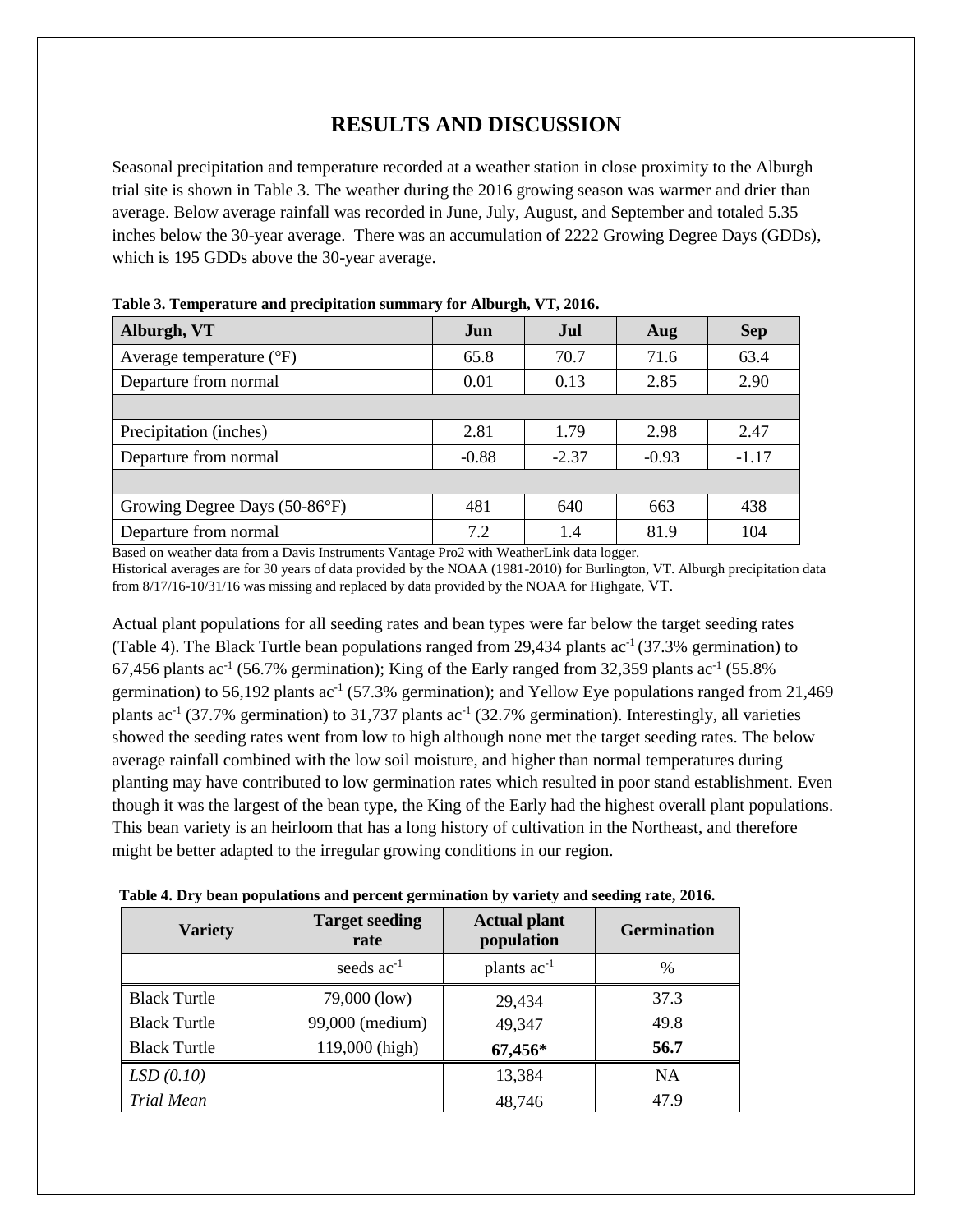# RESULTS AND DISCUSSION

Seasonal precipitation and temperature recorded at a weather station in close proximity to the Alburgh trial site is shown in Table 3. The weather during the 2016 growing season was warmer and drier than average. Below average rainfall was recorded in June, July, August, and September and totaled 5.35 inches below the 30-year average. There was an accumulation of 2222 Growing Degree Days (GDDs), which is 195 GDDs above the 30-year average.

**Table 3. Temperature and precipitation summary for Alburgh, VT, 2016.**

| Alburgh, VT | Jun | Jul | Aug | Sep |
|---|---|---|---|---|
| Average temperature (°F) | 65.8 | 70.7 | 71.6 | 63.4 |
| Departure from normal | 0.01 | 0.13 | 2.85 | 2.90 |
| | | | | |
| Precipitation (inches) | 2.81 | 1.79 | 2.98 | 2.47 |
| Departure from normal | -0.88 | -2.37 | -0.93 | -1.17 |
| | | | | |
| Growing Degree Days (50-86°F) | 481 | 640 | 663 | 438 |
| Departure from normal | 7.2 | 1.4 | 81.9 | 104 |

Based on weather data from a Davis Instruments Vantage Pro2 with WeatherLink data logger.
Historical averages are for 30 years of data provided by the NOAA (1981-2010) for Burlington, VT. Alburgh precipitation data from 8/17/16-10/31/16 was missing and replaced by data provided by the NOAA for Highgate, VT.

Actual plant populations for all seeding rates and bean types were far below the target seeding rates (Table 4). The Black Turtle bean populations ranged from 29,434 plants $ac^{-1}$ (37.3% germination) to 67,456 plants $ac^{-1}$ (56.7% germination); King of the Early ranged from 32,359 plants $ac^{-1}$ (55.8% germination) to 56,192 plants $ac^{-1}$ (57.3% germination); and Yellow Eye populations ranged from 21,469 plants $ac^{-1}$ (37.7% germination) to 31,737 plants $ac^{-1}$ (32.7% germination). Interestingly, all varieties showed the seeding rates went from low to high although none met the target seeding rates. The below average rainfall combined with the low soil moisture, and higher than normal temperatures during planting may have contributed to low germination rates which resulted in poor stand establishment. Even though it was the largest of the bean type, the King of the Early had the highest overall plant populations. This bean variety is an heirloom that has a long history of cultivation in the Northeast, and therefore might be better adapted to the irregular growing conditions in our region.

**Table 4. Dry bean populations and percent germination by variety and seeding rate, 2016.**

| Variety | Target seeding rate | Actual plant population | Germination |
|---|---|---|---|
| | seeds $ac^{-1}$ | plants $ac^{-1}$ | % |
| Black Turtle | 79,000 (low) | 29,434 | 37.3 |
| Black Turtle | 99,000 (medium) | 49,347 | 49.8 |
| Black Turtle | 119,000 (high) | **67,456*** | **56.7** |
| *LSD (0.10)* | | 13,384 | NA |
| *Trial Mean* | | 48,746 | 47.9 |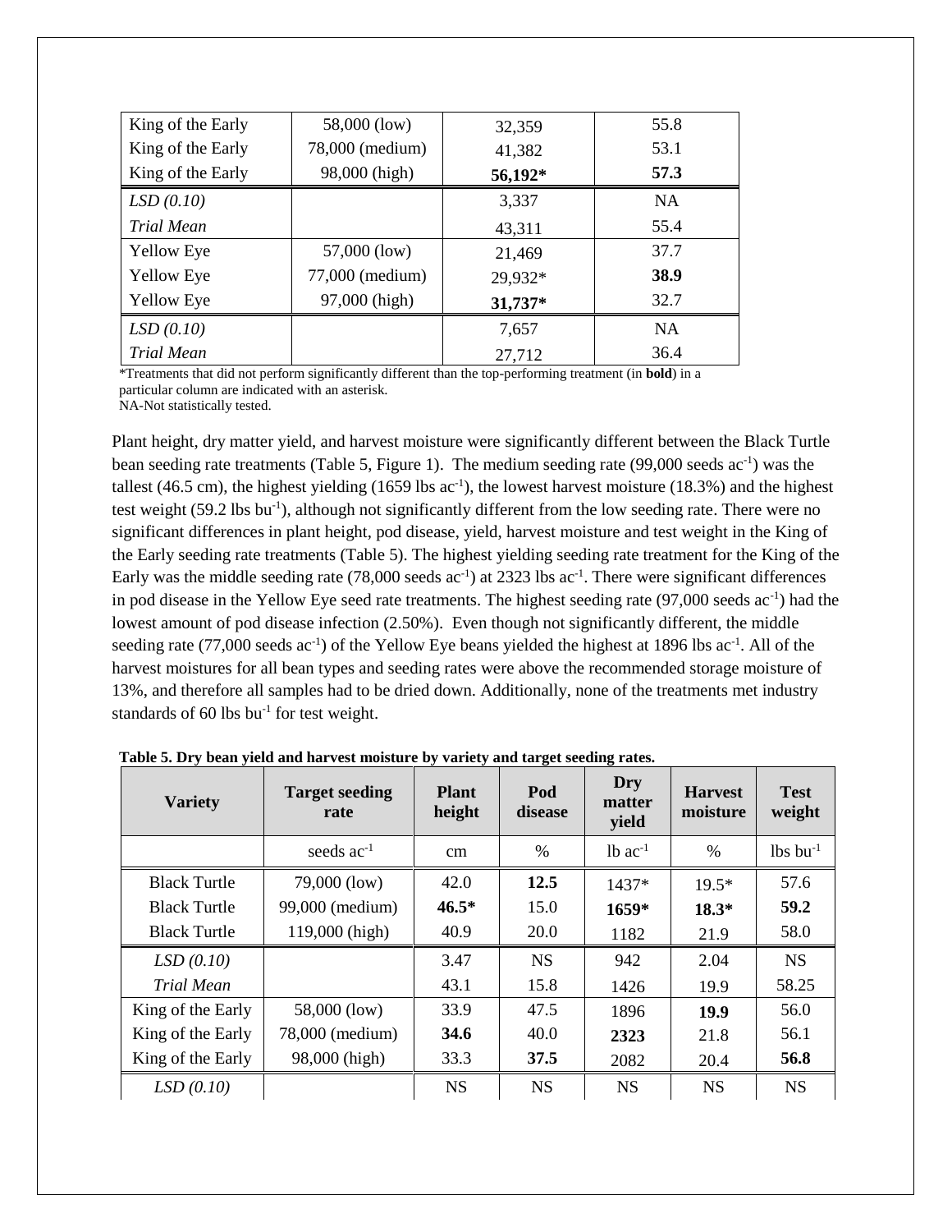| King of the Early | 58,000 (low) | 32,359 | 55.8 |
|---|---|---|---|
| King of the Early | 78,000 (medium) | 41,382 | 53.1 |
| King of the Early | 98,000 (high) | **56,192*** | **57.3** |
| *LSD (0.10)* | | 3,337 | NA |
| *Trial Mean* | | 43,311 | 55.4 |
| Yellow Eye | 57,000 (low) | 21,469 | 37.7 |
| Yellow Eye | 77,000 (medium) | 29,932* | **38.9** |
| Yellow Eye | 97,000 (high) | **31,737*** | 32.7 |
| *LSD (0.10)* | | 7,657 | NA |
| *Trial Mean* | | 27,712 | 36.4 |

*Treatments that did not perform significantly different than the top-performing treatment (in **bold**) in a particular column are indicated with an asterisk.
NA-Not statistically tested.

Plant height, dry matter yield, and harvest moisture were significantly different between the Black Turtle bean seeding rate treatments (Table 5, Figure 1). The medium seeding rate (99,000 seeds ac$^{-1}$) was the tallest (46.5 cm), the highest yielding (1659 lbs ac$^{-1}$), the lowest harvest moisture (18.3%) and the highest test weight (59.2 lbs bu$^{-1}$), although not significantly different from the low seeding rate. There were no significant differences in plant height, pod disease, yield, harvest moisture and test weight in the King of the Early seeding rate treatments (Table 5). The highest yielding seeding rate treatment for the King of the Early was the middle seeding rate (78,000 seeds ac$^{-1}$) at 2323 lbs ac$^{-1}$. There were significant differences in pod disease in the Yellow Eye seed rate treatments. The highest seeding rate (97,000 seeds ac$^{-1}$) had the lowest amount of pod disease infection (2.50%). Even though not significantly different, the middle seeding rate (77,000 seeds ac$^{-1}$) of the Yellow Eye beans yielded the highest at 1896 lbs ac$^{-1}$. All of the harvest moistures for all bean types and seeding rates were above the recommended storage moisture of 13%, and therefore all samples had to be dried down. Additionally, none of the treatments met industry standards of 60 lbs bu$^{-1}$ for test weight.

**Table 5. Dry bean yield and harvest moisture by variety and target seeding rates.**

| Variety | Target seeding rate | Plant height | Pod disease | Dry matter yield | Harvest moisture | Test weight |
|---|---|---|---|---|---|---|
| | seeds ac$^{-1}$ | cm | % | lb ac$^{-1}$ | % | lbs bu$^{-1}$ |
| Black Turtle | 79,000 (low) | 42.0 | **12.5** | 1437* | 19.5* | 57.6 |
| Black Turtle | 99,000 (medium) | **46.5*** | 15.0 | **1659*** | **18.3*** | **59.2** |
| Black Turtle | 119,000 (high) | 40.9 | 20.0 | 1182 | 21.9 | 58.0 |
| *LSD (0.10)* | | 3.47 | NS | 942 | 2.04 | NS |
| *Trial Mean* | | 43.1 | 15.8 | 1426 | 19.9 | 58.25 |
| King of the Early | 58,000 (low) | 33.9 | 47.5 | 1896 | **19.9** | 56.0 |
| King of the Early | 78,000 (medium) | **34.6** | 40.0 | **2323** | 21.8 | 56.1 |
| King of the Early | 98,000 (high) | 33.3 | **37.5** | 2082 | 20.4 | **56.8** |
| *LSD (0.10)* | | NS | NS | NS | NS | NS |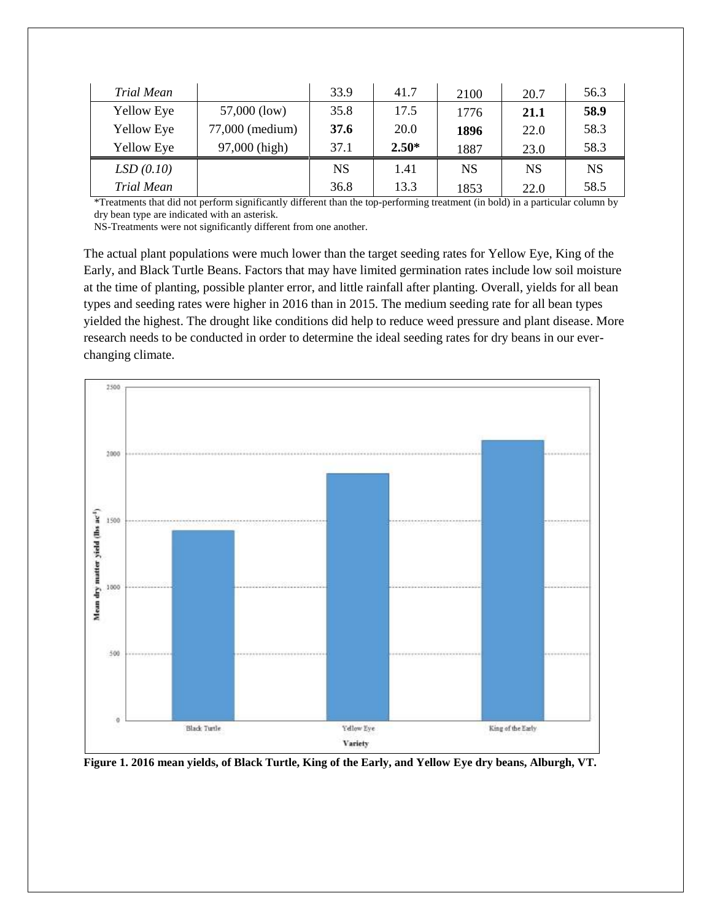| *Trial Mean* | | 33.9 | 41.7 | 2100 | 20.7 | 56.3 |
|---|---|---|---|---|---|---|
| Yellow Eye | 57,000 (low) | 35.8 | 17.5 | 1776 | **21.1** | **58.9** |
| Yellow Eye | 77,000 (medium) | **37.6** | 20.0 | **1896** | 22.0 | 58.3 |
| Yellow Eye | 97,000 (high) | 37.1 | **2.50*** | 1887 | 23.0 | 58.3 |
| *LSD (0.10)* | | NS | 1.41 | NS | NS | NS |
| *Trial Mean* | | 36.8 | 13.3 | 1853 | 22.0 | 58.5 |

*Treatments that did not perform significantly different than the top-performing treatment (in bold) in a particular column by dry bean type are indicated with an asterisk.
NS-Treatments were not significantly different from one another.

The actual plant populations were much lower than the target seeding rates for Yellow Eye, King of the Early, and Black Turtle Beans. Factors that may have limited germination rates include low soil moisture at the time of planting, possible planter error, and little rainfall after planting. Overall, yields for all bean types and seeding rates were higher in 2016 than in 2015. The medium seeding rate for all bean types yielded the highest. The drought like conditions did help to reduce weed pressure and plant disease. More research needs to be conducted in order to determine the ideal seeding rates for dry beans in our ever-changing climate.

**Figure 1. 2016 mean yields, of Black Turtle, King of the Early, and Yellow Eye dry beans, Alburgh, VT.**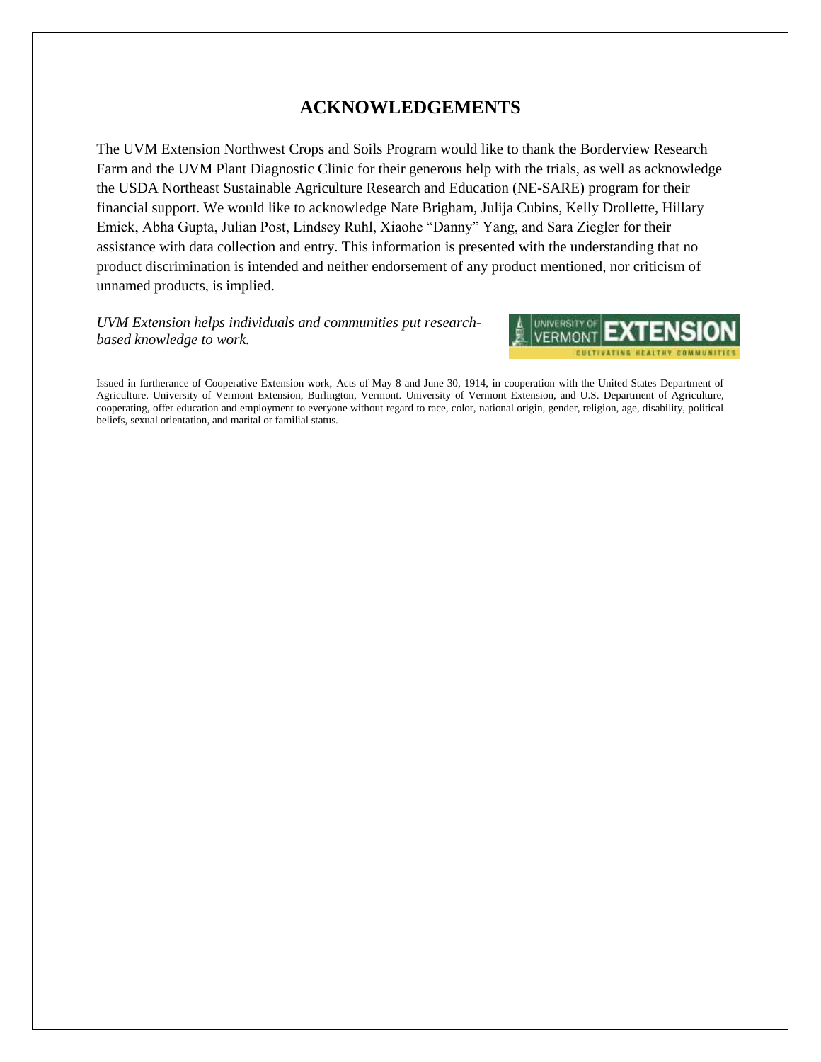# ACKNOWLEDGEMENTS

The UVM Extension Northwest Crops and Soils Program would like to thank the Borderview Research Farm and the UVM Plant Diagnostic Clinic for their generous help with the trials, as well as acknowledge the USDA Northeast Sustainable Agriculture Research and Education (NE-SARE) program for their financial support. We would like to acknowledge Nate Brigham, Julija Cubins, Kelly Drollette, Hillary Emick, Abha Gupta, Julian Post, Lindsey Ruhl, Xiaohe "Danny" Yang, and Sara Ziegler for their assistance with data collection and entry. This information is presented with the understanding that no product discrimination is intended and neither endorsement of any product mentioned, nor criticism of unnamed products, is implied.

*UVM Extension helps individuals and communities put research-based knowledge to work.*

UNIVERSITY OF VERMONT EXTENSION
CULTIVATING HEALTHY COMMUNITIES

Issued in furtherance of Cooperative Extension work, Acts of May 8 and June 30, 1914, in cooperation with the United States Department of Agriculture. University of Vermont Extension, Burlington, Vermont. University of Vermont Extension, and U.S. Department of Agriculture, cooperating, offer education and employment to everyone without regard to race, color, national origin, gender, religion, age, disability, political beliefs, sexual orientation, and marital or familial status.